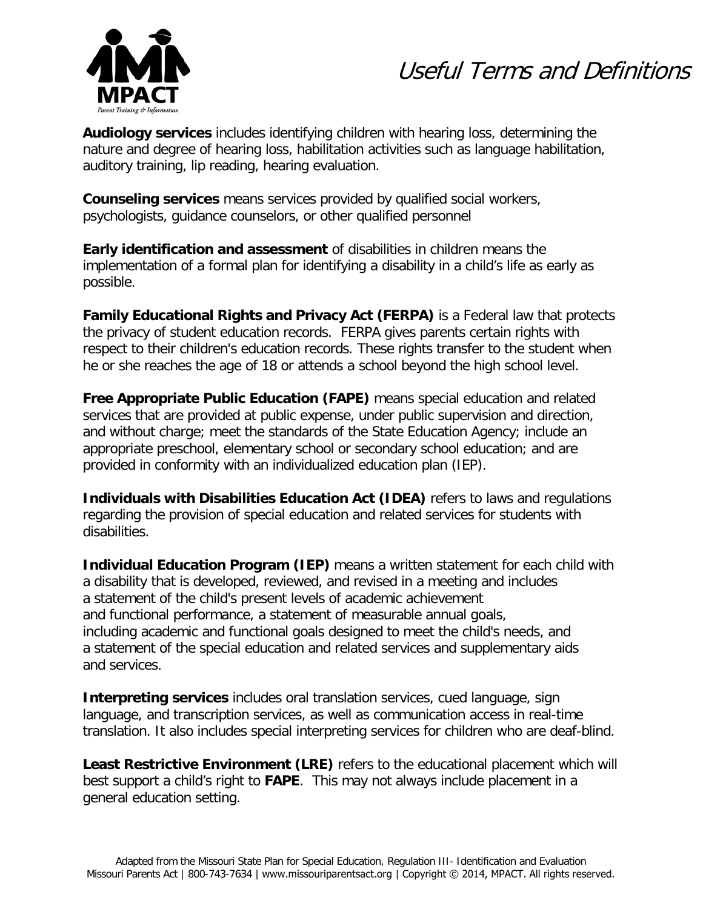MPACT

Parent Training & Information

# Useful Terms and Definitions

**Audiology services** includes identifying children with hearing loss, determining the nature and degree of hearing loss, habilitation activities such as language habilitation, auditory training, lip reading, hearing evaluation.

**Counseling services** means services provided by qualified social workers, psychologists, guidance counselors, or other qualified personnel

**Early identification and assessment** of disabilities in children means the implementation of a formal plan for identifying a disability in a child's life as early as possible.

**Family Educational Rights and Privacy Act (FERPA)** is a Federal law that protects the privacy of student education records. FERPA gives parents certain rights with respect to their children's education records. These rights transfer to the student when he or she reaches the age of 18 or attends a school beyond the high school level.

**Free Appropriate Public Education (FAPE)** means special education and related services that are provided at public expense, under public supervision and direction, and without charge; meet the standards of the State Education Agency; include an appropriate preschool, elementary school or secondary school education; and are provided in conformity with an individualized education plan (IEP).

**Individuals with Disabilities Education Act (IDEA)** refers to laws and regulations regarding the provision of special education and related services for students with disabilities.

**Individual Education Program (IEP)** means a written statement for each child with a disability that is developed, reviewed, and revised in a meeting and includes a statement of the child's present levels of academic achievement and functional performance, a statement of measurable annual goals, including academic and functional goals designed to meet the child's needs, and a statement of the special education and related services and supplementary aids and services.

**Interpreting services** includes oral translation services, cued language, sign language, and transcription services, as well as communication access in real-time translation. It also includes special interpreting services for children who are deaf-blind.

**Least Restrictive Environment (LRE)** refers to the educational placement which will best support a child's right to **FAPE**. This may not always include placement in a general education setting.

Adapted from the Missouri State Plan for Special Education, Regulation III- Identification and Evaluation
Missouri Parents Act | 800-743-7634 | www.missouriparentsact.org | Copyright © 2014, MPACT. All rights reserved.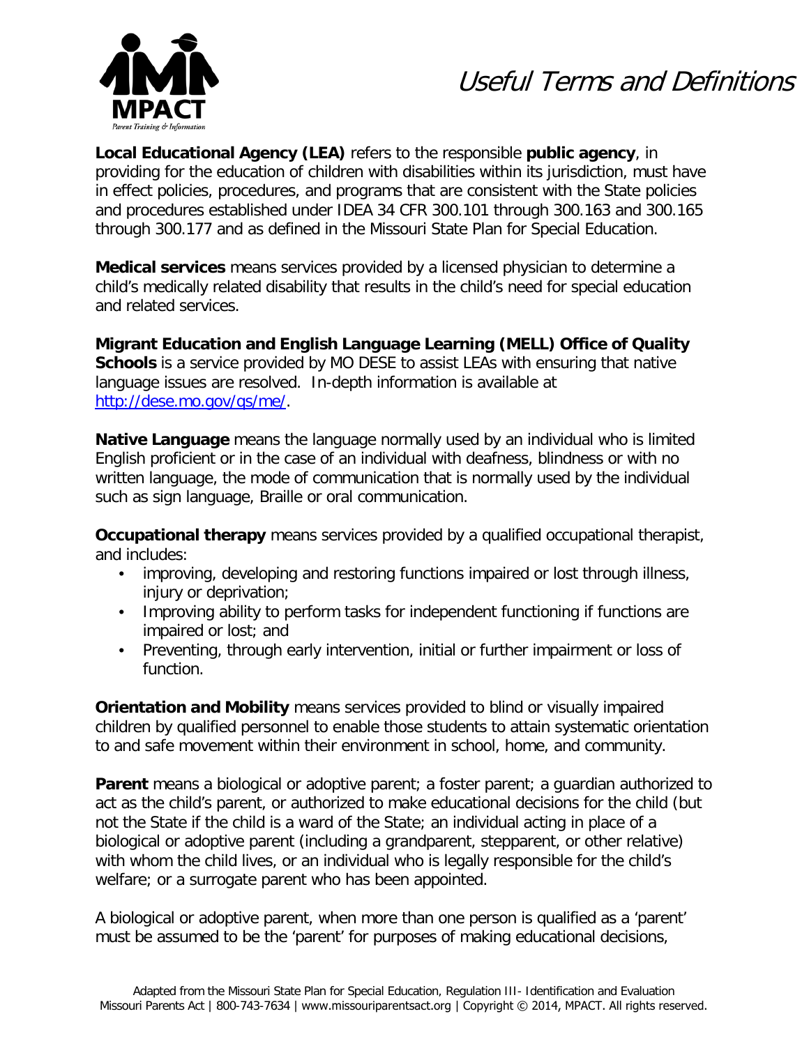# Useful Terms and Definitions

**Local Educational Agency (LEA)** refers to the responsible **public agency**, in providing for the education of children with disabilities within its jurisdiction, must have in effect policies, procedures, and programs that are consistent with the State policies and procedures established under IDEA 34 CFR 300.101 through 300.163 and 300.165 through 300.177 and as defined in the Missouri State Plan for Special Education.

**Medical services** means services provided by a licensed physician to determine a child's medically related disability that results in the child's need for special education and related services.

**Migrant Education and English Language Learning (MELL) Office of Quality Schools** is a service provided by MO DESE to assist LEAs with ensuring that native language issues are resolved. In-depth information is available at [http://dese.mo.gov/qs/me/](http://dese.mo.gov/qs/me/).

**Native Language** means the language normally used by an individual who is limited English proficient or in the case of an individual with deafness, blindness or with no written language, the mode of communication that is normally used by the individual such as sign language, Braille or oral communication.

**Occupational therapy** means services provided by a qualified occupational therapist, and includes:

- improving, developing and restoring functions impaired or lost through illness, injury or deprivation;
- Improving ability to perform tasks for independent functioning if functions are impaired or lost; and
- Preventing, through early intervention, initial or further impairment or loss of function.

**Orientation and Mobility** means services provided to blind or visually impaired children by qualified personnel to enable those students to attain systematic orientation to and safe movement within their environment in school, home, and community.

**Parent** means a biological or adoptive parent; a foster parent; a guardian authorized to act as the child's parent, or authorized to make educational decisions for the child (but not the State if the child is a ward of the State; an individual acting in place of a biological or adoptive parent (including a grandparent, stepparent, or other relative) with whom the child lives, or an individual who is legally responsible for the child's welfare; or a surrogate parent who has been appointed.

A biological or adoptive parent, when more than one person is qualified as a 'parent' must be assumed to be the 'parent' for purposes of making educational decisions,

Adapted from the Missouri State Plan for Special Education, Regulation III- Identification and Evaluation
Missouri Parents Act | 800-743-7634 | www.missouriparentsact.org | Copyright © 2014, MPACT. All rights reserved.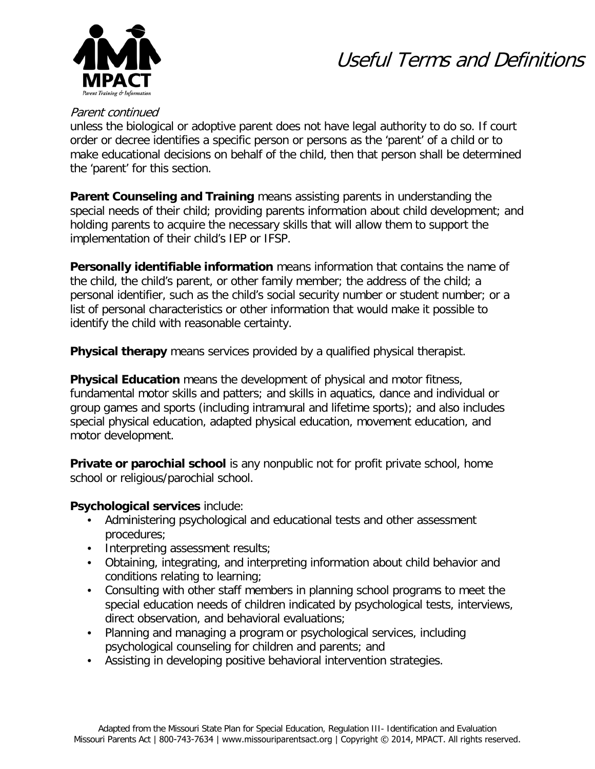# Useful Terms and Definitions

*Parent continued*

unless the biological or adoptive parent does not have legal authority to do so. If court order or decree identifies a specific person or persons as the 'parent' of a child or to make educational decisions on behalf of the child, then that person shall be determined the 'parent' for this section.

**Parent Counseling and Training** means assisting parents in understanding the special needs of their child; providing parents information about child development; and holding parents to acquire the necessary skills that will allow them to support the implementation of their child's IEP or IFSP.

**Personally identifiable information** means information that contains the name of the child, the child's parent, or other family member; the address of the child; a personal identifier, such as the child's social security number or student number; or a list of personal characteristics or other information that would make it possible to identify the child with reasonable certainty.

**Physical therapy** means services provided by a qualified physical therapist.

**Physical Education** means the development of physical and motor fitness, fundamental motor skills and patters; and skills in aquatics, dance and individual or group games and sports (including intramural and lifetime sports); and also includes special physical education, adapted physical education, movement education, and motor development.

**Private or parochial school** is any nonpublic not for profit private school, home school or religious/parochial school.

**Psychological services** include:

- Administering psychological and educational tests and other assessment procedures;
- Interpreting assessment results;
- Obtaining, integrating, and interpreting information about child behavior and conditions relating to learning;
- Consulting with other staff members in planning school programs to meet the special education needs of children indicated by psychological tests, interviews, direct observation, and behavioral evaluations;
- Planning and managing a program or psychological services, including psychological counseling for children and parents; and
- Assisting in developing positive behavioral intervention strategies.

Adapted from the Missouri State Plan for Special Education, Regulation III- Identification and Evaluation
Missouri Parents Act | 800-743-7634 | www.missouriparentsact.org | Copyright © 2014, MPACT. All rights reserved.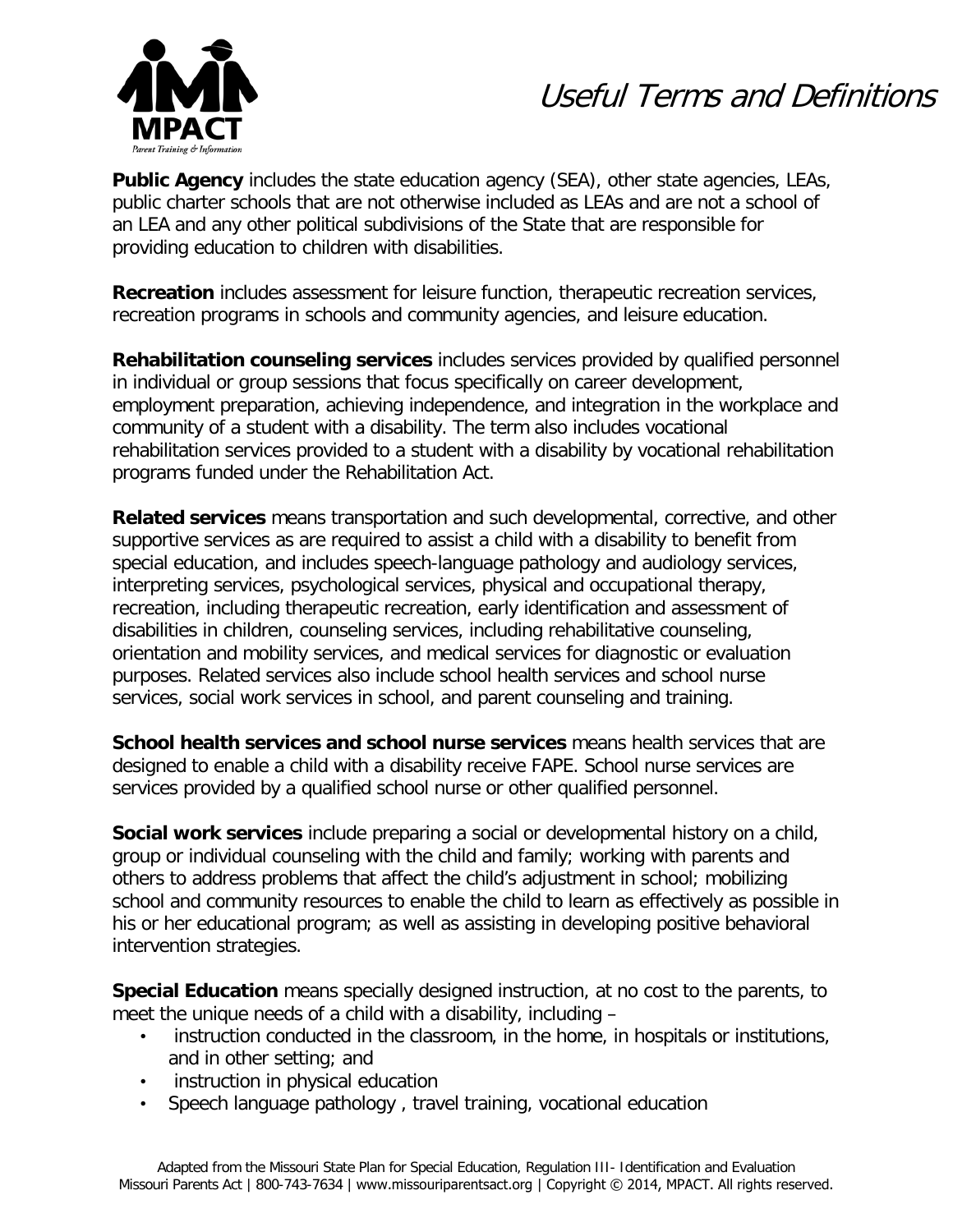# Useful Terms and Definitions

**Public Agency** includes the state education agency (SEA), other state agencies, LEAs, public charter schools that are not otherwise included as LEAs and are not a school of an LEA and any other political subdivisions of the State that are responsible for providing education to children with disabilities.

**Recreation** includes assessment for leisure function, therapeutic recreation services, recreation programs in schools and community agencies, and leisure education.

**Rehabilitation counseling services** includes services provided by qualified personnel in individual or group sessions that focus specifically on career development, employment preparation, achieving independence, and integration in the workplace and community of a student with a disability. The term also includes vocational rehabilitation services provided to a student with a disability by vocational rehabilitation programs funded under the Rehabilitation Act.

**Related services** means transportation and such developmental, corrective, and other supportive services as are required to assist a child with a disability to benefit from special education, and includes speech-language pathology and audiology services, interpreting services, psychological services, physical and occupational therapy, recreation, including therapeutic recreation, early identification and assessment of disabilities in children, counseling services, including rehabilitative counseling, orientation and mobility services, and medical services for diagnostic or evaluation purposes. Related services also include school health services and school nurse services, social work services in school, and parent counseling and training.

**School health services and school nurse services** means health services that are designed to enable a child with a disability receive FAPE. School nurse services are services provided by a qualified school nurse or other qualified personnel.

**Social work services** include preparing a social or developmental history on a child, group or individual counseling with the child and family; working with parents and others to address problems that affect the child's adjustment in school; mobilizing school and community resources to enable the child to learn as effectively as possible in his or her educational program; as well as assisting in developing positive behavioral intervention strategies.

**Special Education** means specially designed instruction, at no cost to the parents, to meet the unique needs of a child with a disability, including –

- instruction conducted in the classroom, in the home, in hospitals or institutions, and in other setting; and
- instruction in physical education
- Speech language pathology , travel training, vocational education

Adapted from the Missouri State Plan for Special Education, Regulation III- Identification and Evaluation
Missouri Parents Act | 800-743-7634 | www.missouriparentsact.org | Copyright © 2014, MPACT. All rights reserved.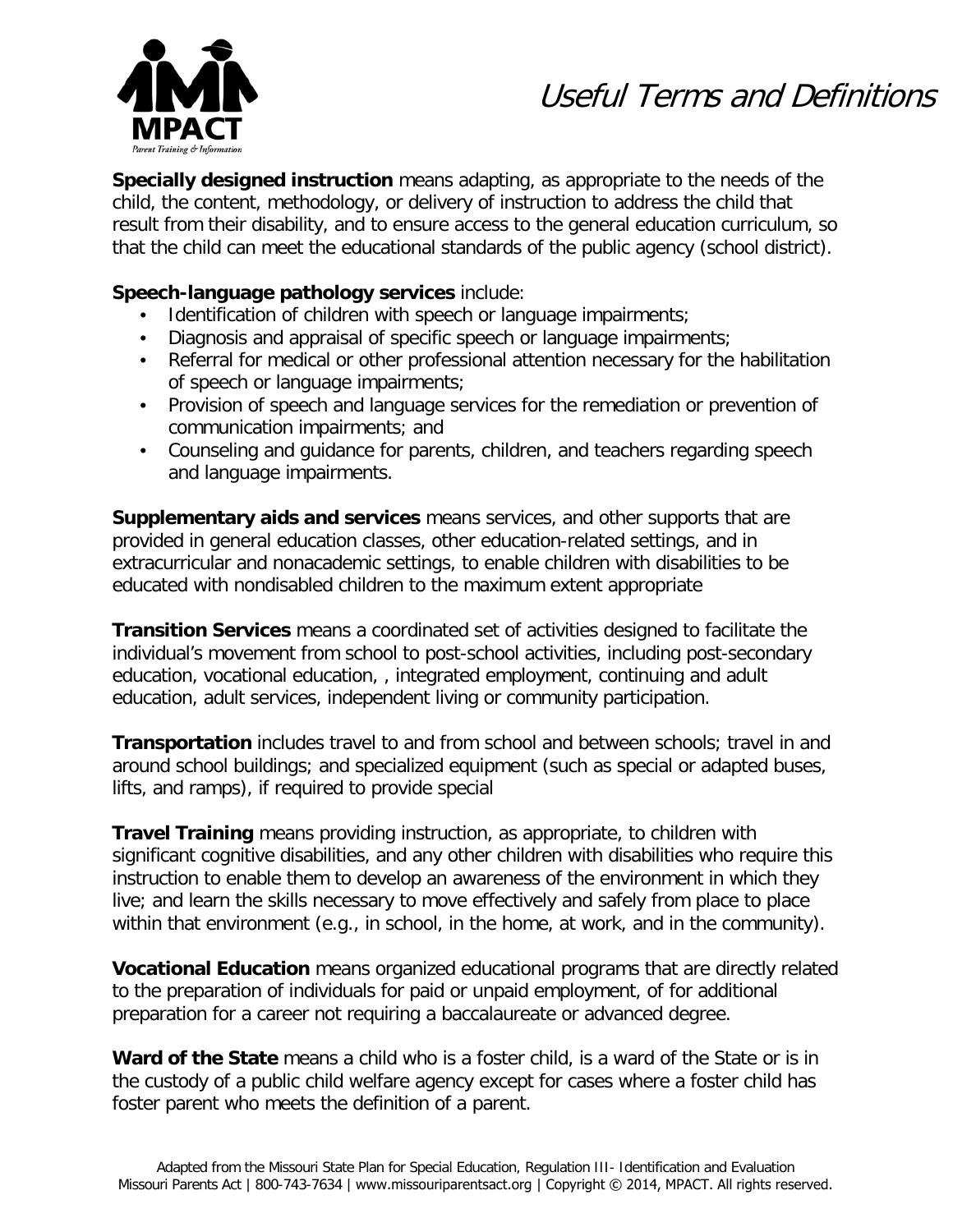# Useful Terms and Definitions

**Specially designed instruction** means adapting, as appropriate to the needs of the child, the content, methodology, or delivery of instruction to address the child that result from their disability, and to ensure access to the general education curriculum, so that the child can meet the educational standards of the public agency (school district).

**Speech-language pathology services** include:

- Identification of children with speech or language impairments;
- Diagnosis and appraisal of specific speech or language impairments;
- Referral for medical or other professional attention necessary for the habilitation of speech or language impairments;
- Provision of speech and language services for the remediation or prevention of communication impairments; and
- Counseling and guidance for parents, children, and teachers regarding speech and language impairments.

**Supplementary aids and services** means services, and other supports that are provided in general education classes, other education-related settings, and in extracurricular and nonacademic settings, to enable children with disabilities to be educated with nondisabled children to the maximum extent appropriate

**Transition Services** means a coordinated set of activities designed to facilitate the individual's movement from school to post-school activities, including post-secondary education, vocational education, , integrated employment, continuing and adult education, adult services, independent living or community participation.

**Transportation** includes travel to and from school and between schools; travel in and around school buildings; and specialized equipment (such as special or adapted buses, lifts, and ramps), if required to provide special

**Travel Training** means providing instruction, as appropriate, to children with significant cognitive disabilities, and any other children with disabilities who require this instruction to enable them to develop an awareness of the environment in which they live; and learn the skills necessary to move effectively and safely from place to place within that environment (e.g., in school, in the home, at work, and in the community).

**Vocational Education** means organized educational programs that are directly related to the preparation of individuals for paid or unpaid employment, of for additional preparation for a career not requiring a baccalaureate or advanced degree.

**Ward of the State** means a child who is a foster child, is a ward of the State or is in the custody of a public child welfare agency except for cases where a foster child has foster parent who meets the definition of a parent.

Adapted from the Missouri State Plan for Special Education, Regulation III- Identification and Evaluation
Missouri Parents Act | 800-743-7634 | www.missouriparentsact.org | Copyright © 2014, MPACT. All rights reserved.